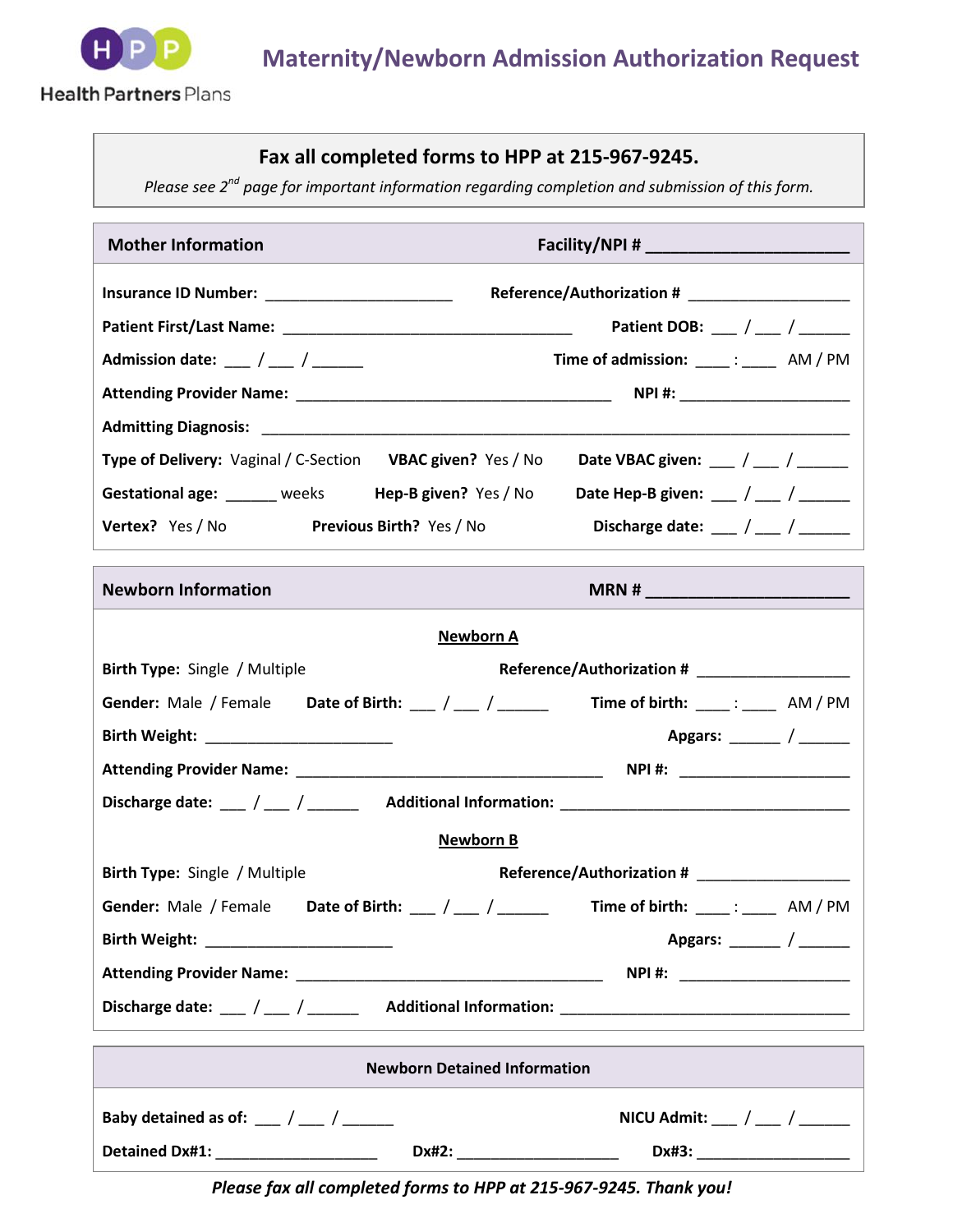Health Partners Plans

# Maternity/Newborn Admission Authorization Request

**Fax all completed forms to HPP at 215-967-9245.**

*Please see 2nd page for important information regarding completion and submission of this form.*

## Mother Information

**Facility/NPI #** ______________________

**Insurance ID Number:** ______________________ **Reference/Authorization #** ___________________

**Patient First/Last Name:** __________________________________ **Patient DOB:** ___ / ___ / ______

**Admission date:** ___ / ___ / ______ **Time of admission:** ____ : ____ AM / PM

**Attending Provider Name:** _____________________________________ **NPI #:** ____________________

**Admitting Diagnosis:** ______________________________________________________________________

**Type of Delivery:** Vaginal / C-Section **VBAC given?** Yes / No **Date VBAC given:** ___ / ___ / ______

**Gestational age:** ______ weeks **Hep-B given?** Yes / No **Date Hep-B given:** ___ / ___ / ______

**Vertex?** Yes / No **Previous Birth?** Yes / No **Discharge date:** ___ / ___ / ______

## Newborn Information

**MRN #** ______________________

### Newborn A

**Birth Type:** Single / Multiple **Reference/Authorization #** __________________

**Gender:** Male / Female **Date of Birth:** ___ / ___ / ______ **Time of birth:** ____ : ____ AM / PM

**Birth Weight:** ______________________ **Apgars:** ______ / ______

**Attending Provider Name:** ____________________________________ **NPI #:** ____________________

**Discharge date:** ___ / ___ / ______ **Additional Information:** __________________________________

### Newborn B

**Birth Type:** Single / Multiple **Reference/Authorization #** __________________

**Gender:** Male / Female **Date of Birth:** ___ / ___ / ______ **Time of birth:** ____ : ____ AM / PM

**Birth Weight:** ______________________ **Apgars:** ______ / ______

**Attending Provider Name:** ____________________________________ **NPI #:** ____________________

**Discharge date:** ___ / ___ / ______ **Additional Information:** __________________________________

## Newborn Detained Information

**Baby detained as of:** ___ / ___ / ______ **NICU Admit:** ___ / ___ / ______

**Detained Dx#1:** ___________________ **Dx#2:** ___________________ **Dx#3:** __________________

***Please fax all completed forms to HPP at 215-967-9245. Thank you!***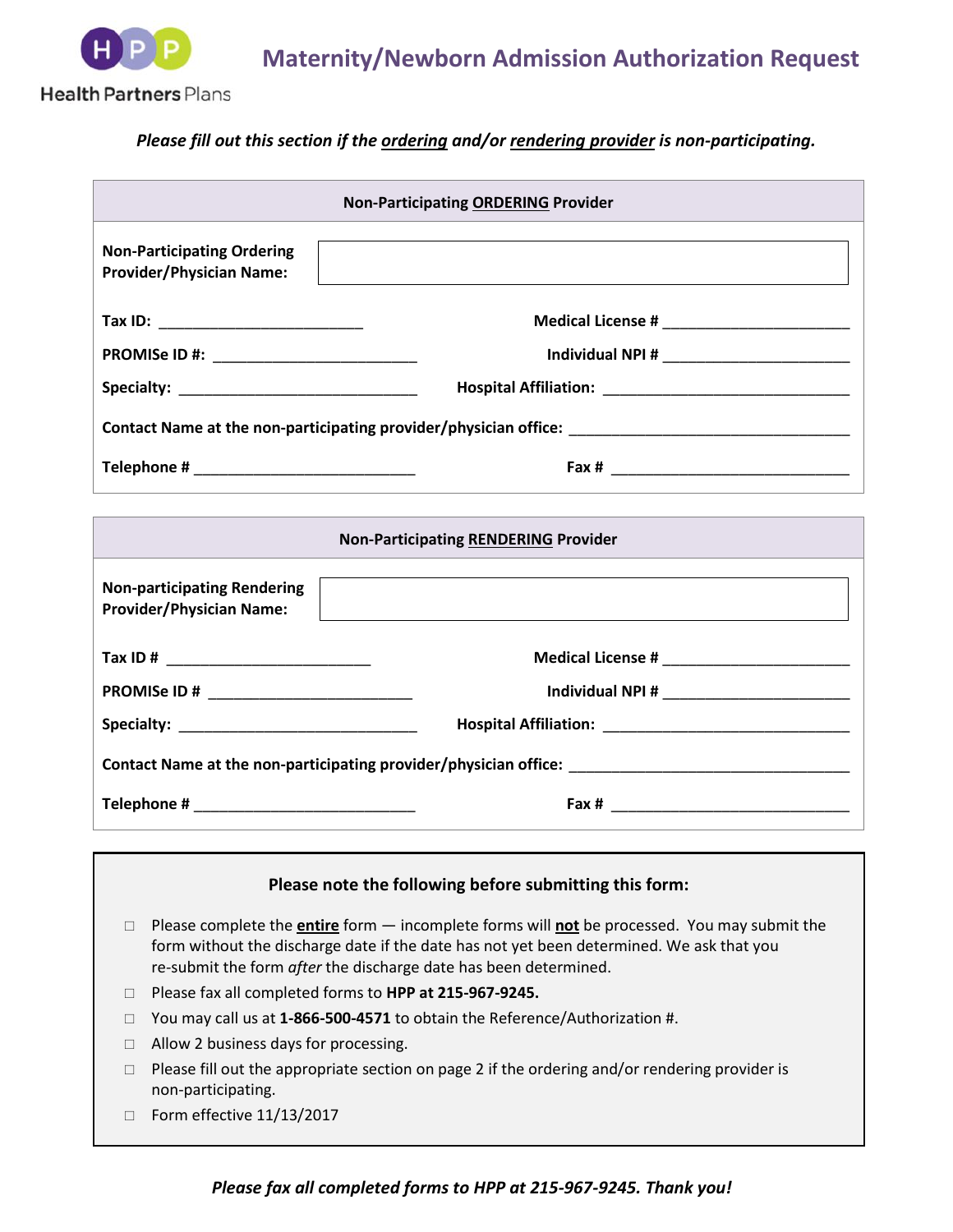Health Partners Plans

# Maternity/Newborn Admission Authorization Request

***Please fill out this section if the ordering and/or rendering provider is non-participating.***

## Non-Participating ORDERING Provider

**Non-Participating Ordering Provider/Physician Name:** ____________________

**Tax ID:** ____________________ **Medical License #** ____________________

**PROMISe ID #:** ____________________ **Individual NPI #** ____________________

**Specialty:** ____________________ **Hospital Affiliation:** ____________________

**Contact Name at the non-participating provider/physician office:** ____________________

**Telephone #** ____________________ **Fax #** ____________________

## Non-Participating RENDERING Provider

**Non-participating Rendering Provider/Physician Name:** ____________________

**Tax ID #** ____________________ **Medical License #** ____________________

**PROMISe ID #** ____________________ **Individual NPI #** ____________________

**Specialty:** ____________________ **Hospital Affiliation:** ____________________

**Contact Name at the non-participating provider/physician office:** ____________________

**Telephone #** ____________________ **Fax #** ____________________

### Please note the following before submitting this form:

- ☐ Please complete the **entire** form — incomplete forms will **not** be processed. You may submit the form without the discharge date if the date has not yet been determined. We ask that you re-submit the form *after* the discharge date has been determined.
- ☐ Please fax all completed forms to **HPP at 215-967-9245.**
- ☐ You may call us at **1-866-500-4571** to obtain the Reference/Authorization #.
- ☐ Allow 2 business days for processing.
- ☐ Please fill out the appropriate section on page 2 if the ordering and/or rendering provider is non-participating.
- ☐ Form effective 11/13/2017

***Please fax all completed forms to HPP at 215-967-9245. Thank you!***